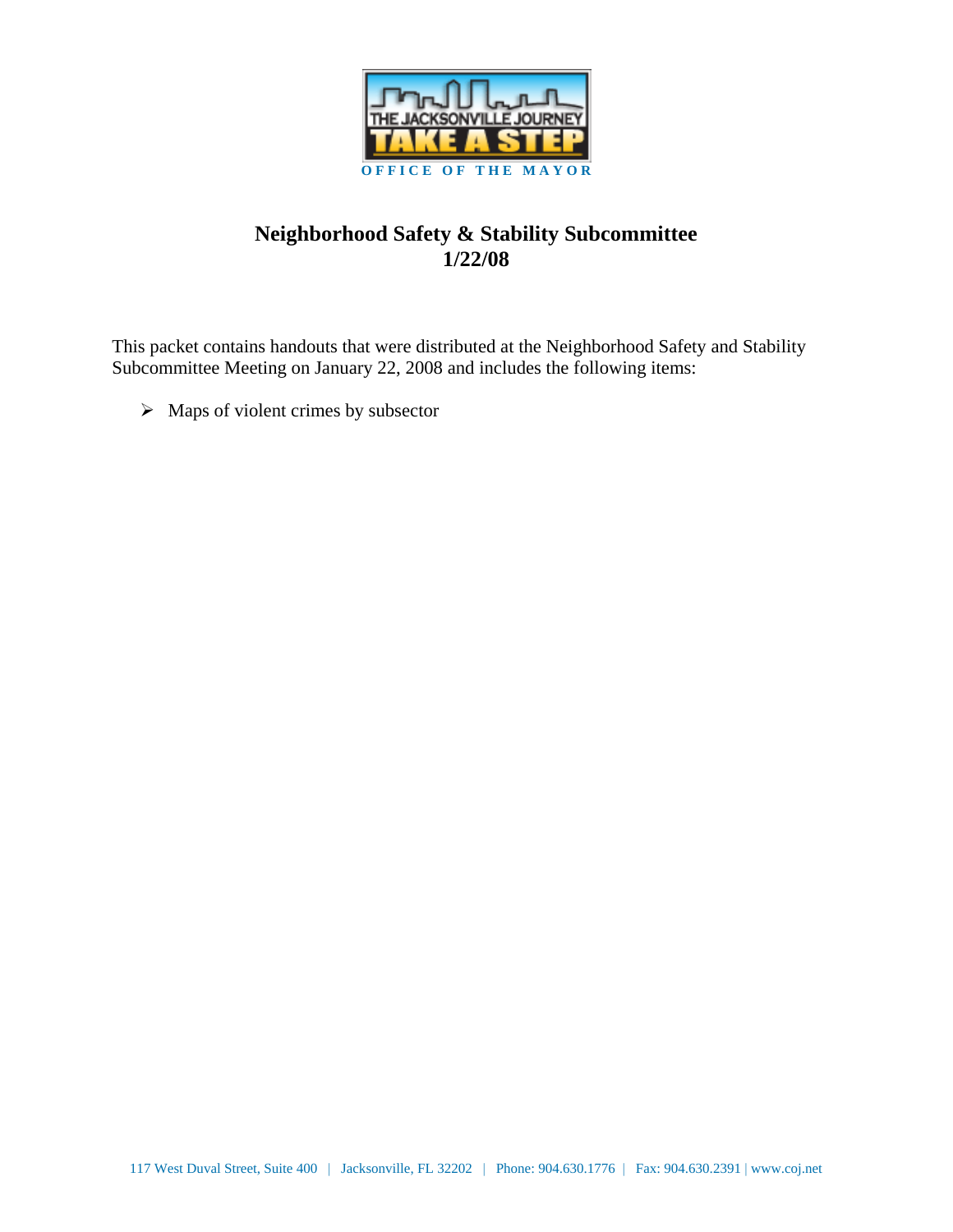THE JACKSONVILLE JOURNEY

TAKE A STEP

OFFICE OF THE MAYOR

# Neighborhood Safety & Stability Subcommittee
# 1/22/08

This packet contains handouts that were distributed at the Neighborhood Safety and Stability Subcommittee Meeting on January 22, 2008 and includes the following items:

- Maps of violent crimes by subsector

117 West Duval Street, Suite 400 | Jacksonville, FL 32202 | Phone: 904.630.1776 | Fax: 904.630.2391 | www.coj.net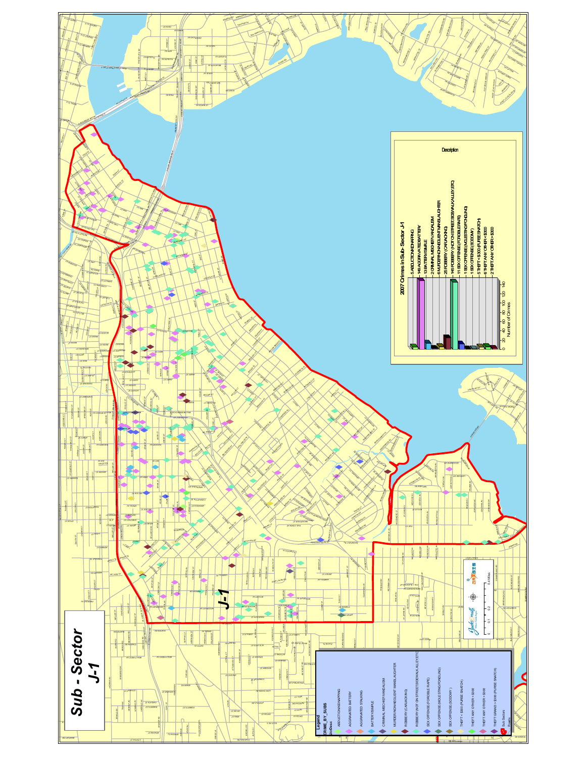# Sub - Sector J-1

## 2007 Crimes in Sub-Sector J-1

| Description | Number of Crimes |
| --- | --- |
| ABDUCTION/KIDNAPPING | 5 |
| AGGRAVATED BATTERY | 149 |
| BATTERY/SIMPLE | 13 |
| CRIMINAL MISCHIEF/VANDALISM | 2 |
| MURDER/NON-NEGLIGENT MANSLAUGHTER | 6 |
| ROBBERY (CARJACKING) | 25 |
| ROBBERY (NOT ON STREET/SIDEWALK/ALLEY/ETC) | 145 |
| SEX OFFENSE (FORCIBLE RAPE) | 11 |
| SEX OFFENSE (MOLESTING/FONDLING) | 1 |
| SEX OFFENSE (SODOMY) | 1 |
| THEFT < $300 (PURSE SNATCH) | 5 |
| THEFT ANY OTHER < $300 | 6 |
| THEFT ANY OTHER > $300 | 2 |

Number of Crimes: 0, 20, 40, 60, 80, 100, 120, 140

**Legend**

CRIME_BY_SUBS

UcrDesc

- ABDUCTION/KIDNAPPING
- AGGRAVATED BATTERY
- AGGRAVATED STALKING
- BATTERY/SIMPLE
- CRIMINAL MISCHIEF/VANDALISM
- MURDER/NON-NEGLIGENT MANSLAUGHTER
- ROBBERY (CARJACKING)
- ROBBERY (NOT ON STREET/SIDEWALK/ALLEY/ETC)
- SEX OFFENSE (FORCIBLE RAPE)
- SEX OFFENSE (MOLESTING/FONDLING)
- SEX OFFENSE (SODOMY)
- THEFT < $300 (PURSE SNATCH)
- THEFT ANY OTHER < $300
- THEFT ANY OTHER > $300
- THEFT GRAND > $300 (PURSE SNATCH)
- Sub Sectors
- Roads

J-1

0 0.1 0.2 0.4 Miles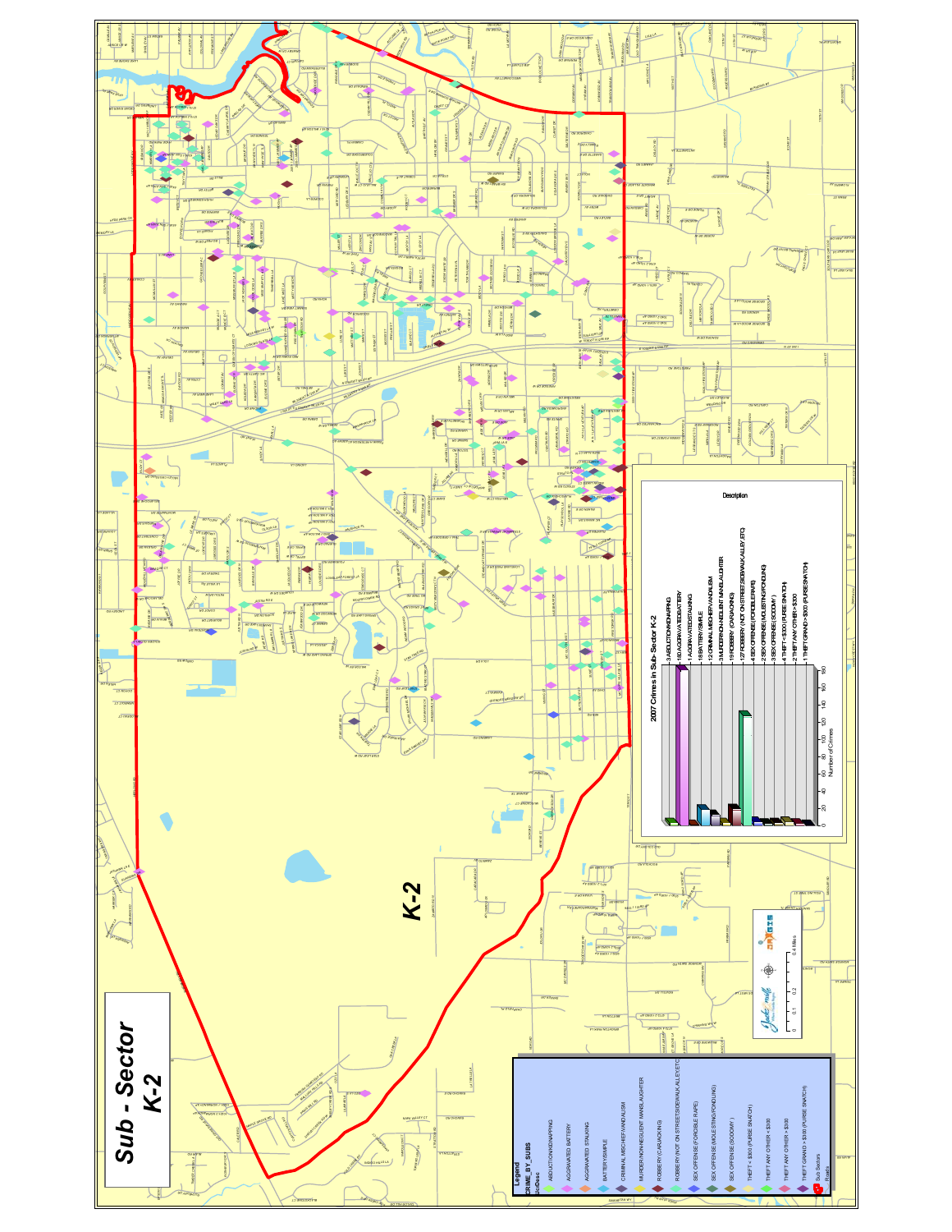# Sub - Sector K-2

K-2

## 2007 Crimes in Sub-Sector K-2

| Description | Number of Crimes |
|---|---|
| ABDUCTION/KIDNAPPING | 3 |
| AGGRAVATED BATTERY | 18 |
| AGGRAVATED STALKING | 4 |
| BATTERY SIMPLE | 18 |
| CRIMINAL MISCHIEF/VANDALISM | 12 |
| MURDER/NON-NEGLIGENT MANSLAUGHTER | 3 |
| ROBBERY (CARJACKING) | 19 |
| ROBBERY (NOT ON STREET SIDEWALK,ALLEY,ETC) | 127 |
| SEX OFFENSE (FORCIBLE RAPE) | 4 |
| SEX OFFENSE (MOLESTING/FONDLING) | 2 |
| SEX OFFENSE (SODOMY) | 3 |
| THEFT < $300 (PURSE SNATCH) | 4 |
| THEFT ANY OTHER > $300 | 2 |
| THEFT GRAND > $300 (PURSE SNATCH) | 1 |

Number of Crimes

Description

## Legend

CRIME_BY_SUBS

UcrDesc

- ABDUCTION/KIDNAPPING
- AGGRAVATED BATTERY
- AGGRAVATED STALKING
- BATTERY SIMPLE
- CRIMINAL MISCHIEF/VANDALISM
- MURDER/NON-NEGLIGENT MANSLAUGHTER
- ROBBERY (CARJACKING)
- ROBBERY (NOT ON STREET SIDEWALK,ALLEY,ETC)
- SEX OFFENSE (FORCIBLE RAPE)
- SEX OFFENSE (MOLESTING/FONDLING)
- SEX OFFENSE (SODOMY)
- THEFT < $300 (PURSE SNATCH)
- THEFT ANY OTHER < $300
- THEFT ANY OTHER > $300
- THEFT GRAND > $300 (PURSE SNATCH)
- Sub Sectors
- Roads

0 0.2 0.4 Miles

Jacksonville — Where Florida Begins

JAXGIS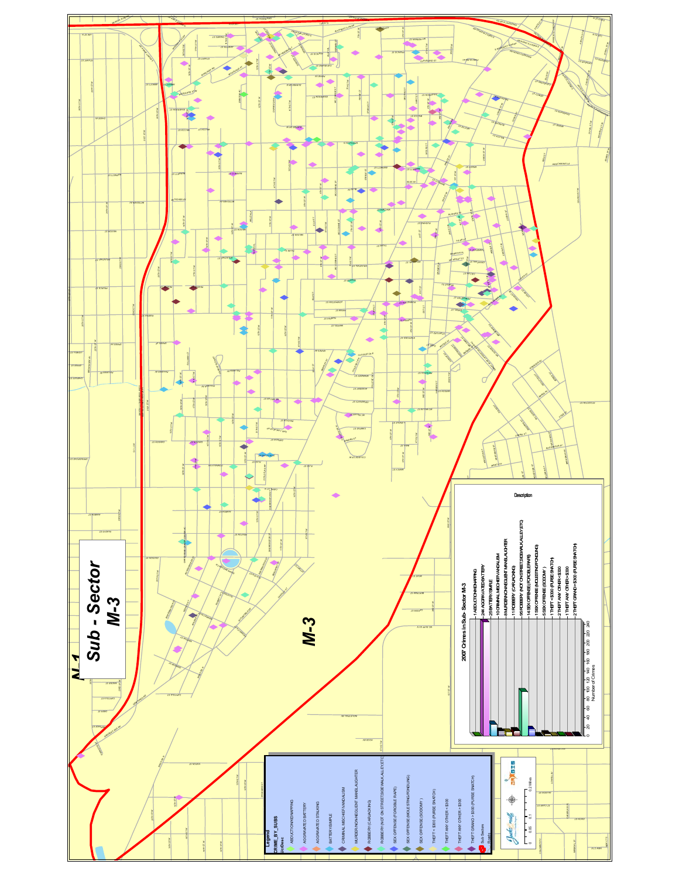# Sub - Sector M-3

M-3

## 2007 Crimes in Sub- Sector M-3

| Description | Number of Crimes |
|---|---|
| ABDUCTION/KIDNAPPING | 1 |
| AGGRAVATED BATTERY | 244 |
| BATTERY/SIMPLE | 25 |
| CRIMINAL MISCHIEF/VANDALISM | 10 |
| MURDER/NON-NEGLIENT MANSLAUGHTER | 8 |
| ROBBERY (CARJACKING) | 11 |
| ROBBERY (NOT ON STREET/SIDEWALK/ALLEY/ETC) | 96 |
| SEX OFFENSE (FORCIBLE RAPE) | 14 |
| SEX OFFENSE (MOLESTING/FONDLING) | 1 |
| SEX OFFENSE (SODOMY) | 5 |
| THEFT < $300 (PURSE SNATCH) | 1 |
| THEFT ANY OTHER < $300 | 2 |
| THEFT ANY OTHER > $300 | 1 |
| THEFT GRAND > $300 (PURSE SNATCH) | 2 |

Number of Crimes: 0, 20, 40, 60, 80, 100, 120, 140, 160, 180, 200, 220, 240, 260

**Legend**

CRIME_BY_SUBS

UcrDesc

- ABDUCTION/KIDNAPPING
- AGGRAVATED BATTERY
- AGGRAVATED STALKING
- BATTERY/SIMPLE
- CRIMINAL MISCHIEF/VANDALISM
- MURDER/NON-NEGLIENT MANSLAUGHTER
- ROBBERY (CARJACKING)
- ROBBERY (NOT ON STREET/SIDEWALK/ALLEY/ETC)
- SEX OFFENSE (FORCIBLE RAPE)
- SEX OFFENSE (MOLESTING/FONDLING)
- SEX OFFENSE (SODOMY)
- THEFT < $300 (PURSE SNATCH)
- THEFT ANY OTHER < $300
- THEFT ANY OTHER > $300
- THEFT GRAND > $300 (PURSE SNATCH)
- Sub Sectors
- Roads

0 0.05 0.1 0.2 Miles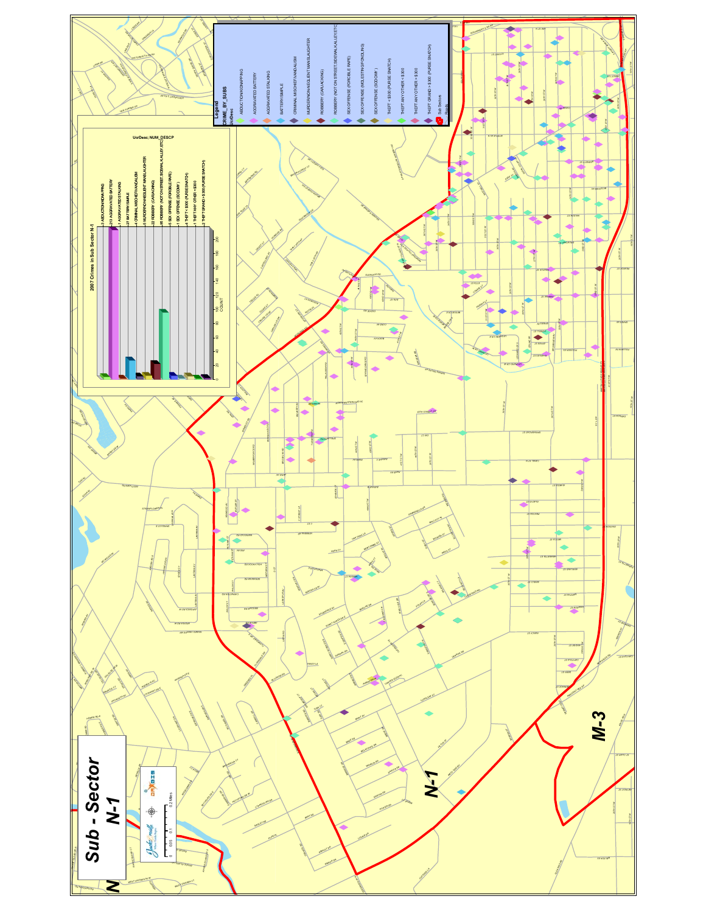# Sub - Sector N-1

**Legend**

CRIME_BY_SUBS

UcrDesc

- ABDUCTION/KIDNAPPING
- AGGRAVATED BATTERY
- AGGRAVATED STALKING
- BATTERY/SIMPLE
- CRIMINAL MISCHIEF/VANDALISM
- MURDER/NON-NEGLIGENT MANSLAUGHTER
- ROBBERY (CARJACKING)
- ROBBERY (NOT ON STREET, SIDEWALK, ALLEY, ETC)
- SEX OFFENSE (FORCIBLE RAPE)
- SEX OFFENSE (MOLESTING/FONDLING)
- SEX OFFENSE (SODOMY)
- THEFT < $300 (PURSE SNATCH)
- THEFT ANY OTHER < $300
- THEFT ANY OTHER > $300
- THEFT GRAND > $300 (PURSE SNATCH)
- Sub Sectors
- Roads

**2007 Crimes in Sub Sector N-1**

UcrDesc; NUM_DESCP

| UcrDesc | COUNT |
|---|---|
| ABDUCTION/KIDNAPPING | 3 |
| AGGRAVATED BATTERY | 210 |
| AGGRAVATED STALKING | 1 |
| BATTERY/SIMPLE | 27 |
| CRIMINAL MISCHIEF/VANDALISM | 4 |
| MURDER/NON-NEGLIGENT MANSLAUGHTER | 5 |
| ROBBERY (CARJACKING) | 22 |
| ROBBERY (NOT ON STREET, SIDEWALK, ALLEY, ETC) | 95 |
| SEX OFFENSE (FORCIBLE RAPE) | 5 |
| SEX OFFENSE (SODOMY) | 1 |
| THEFT < $300 (PURSE SNATCH) | 4 |
| THEFT ANY OTHER < $300 | 1 |
| THEFT GRAND > $300 (PURSE SNATCH) | 2 |

0 0.05 0.1 0.2 Miles

N-1

M-3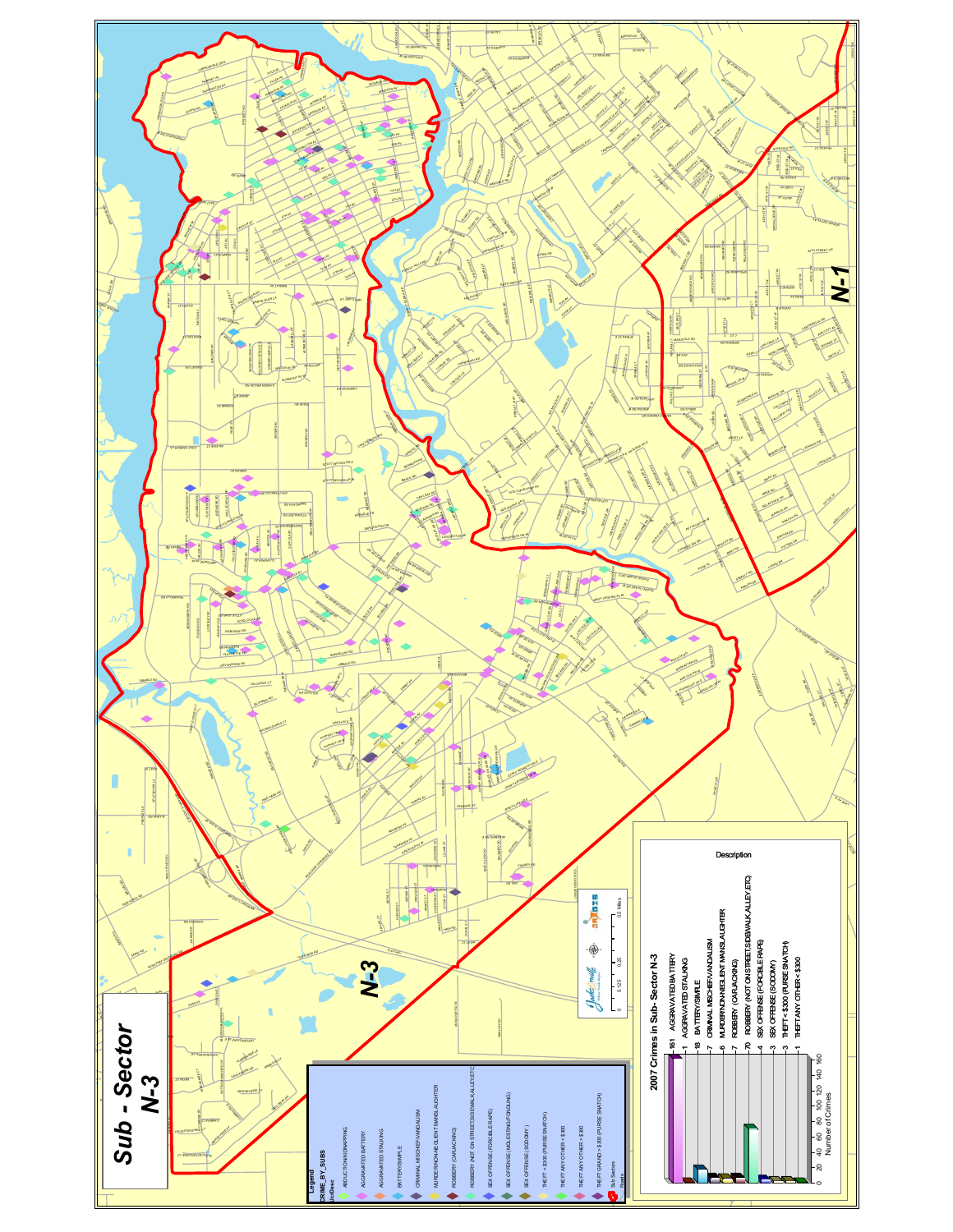# Sub - Sector N-3

N-3

N-1

**Legend**

**CRIME_BY_SUBS**

**IncDesc**

- ABDUCTION/KIDNAPPING
- AGGRAVATED BATTERY
- AGGRAVATED STALKING
- BATTERY/SIMPLE
- CRIMINAL MISCHIEF/VANDALISM
- MURDER/NON-NEGLIGENT MANSLAUGHTER
- ROBBERY (CARJACKING)
- ROBBERY (NOT ON STREET/SIDEWALK/ALLEY/ETC)
- SEX OFFENSE (FORCIBLE RAPE)
- SEX OFFENSE (MOLESTING/FONDLING)
- SEX OFFENSE (SODOMY)
- THEFT < $300 (PURSE SNATCH)
- THEFT ANY OTHER < $300
- THEFT ANY OTHER > $300
- THEFT GRAND > $300 (PURSE SNATCH)
- Sub Sectors
- Roads

**2007 Crimes in Sub- Sector N-3**

Description

161 AGGRAVATED BATTERY
1 AGGRAVATED STALKING
18 BATTERY/SIMPLE
7 CRIMINAL MISCHIEF/VANDALISM
6 MURDER/NON-NEGLIGENT MANSLAUGHTER
7 ROBBERY (CARJACKING)
70 ROBBERY (NOT ON STREET/SIDEWALK/ALLEY/ETC)
4 SEX OFFENSE (FORCIBLE RAPE)
3 SEX OFFENSE (SODOMY)
3 THEFT < $300 (PURSE SNATCH)
1 THEFT ANY OTHER < $300

0 20 40 60 80 100 120 140 160

Number of Crimes

0 0.125 0.25 0.5 Miles